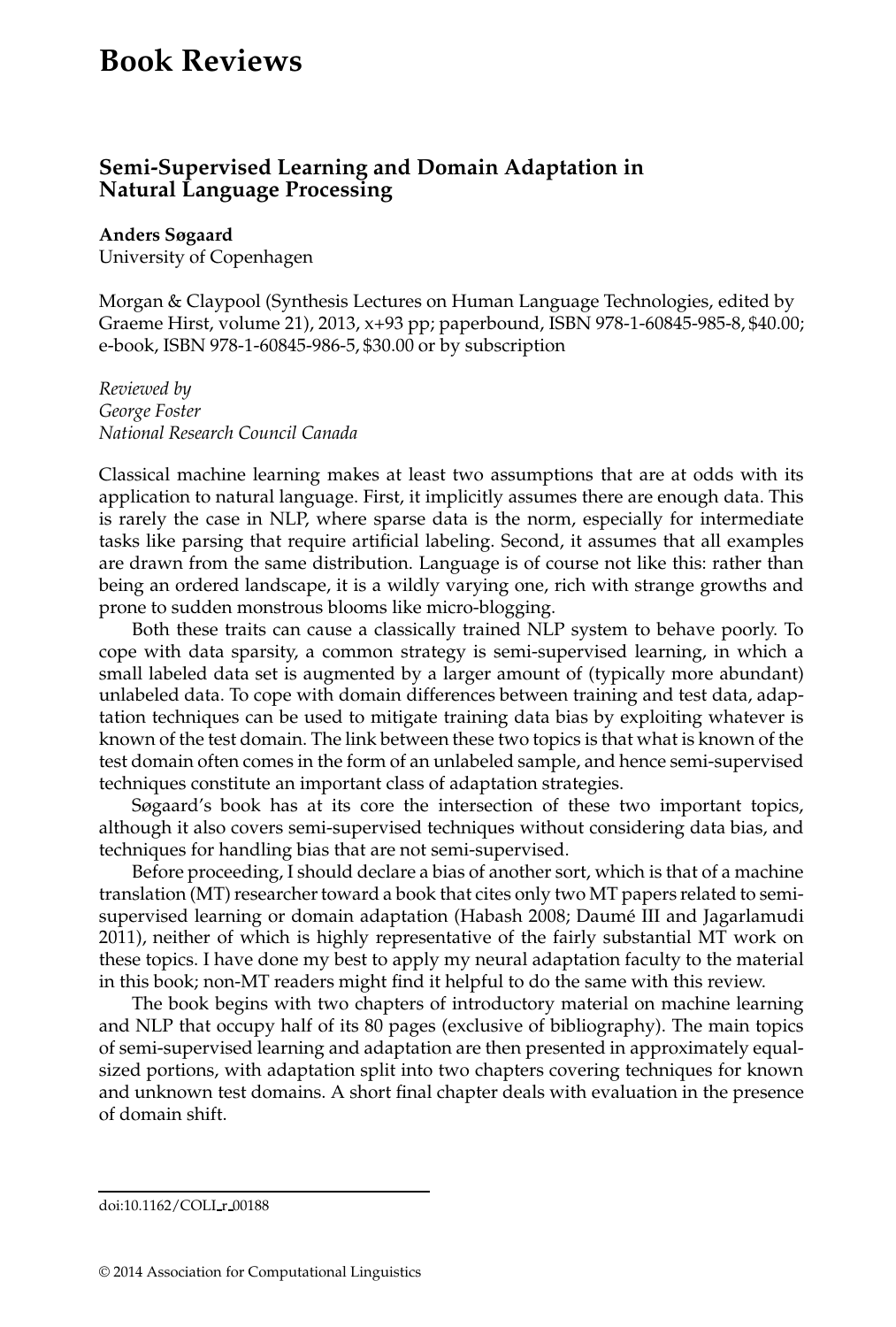# Book Reviews

## Semi-Supervised Learning and Domain Adaptation in Natural Language Processing

**Anders Søgaard**
University of Copenhagen

Morgan & Claypool (Synthesis Lectures on Human Language Technologies, edited by Graeme Hirst, volume 21), 2013, x+93 pp; paperbound, ISBN 978-1-60845-985-8, $40.00; e-book, ISBN 978-1-60845-986-5, $30.00 or by subscription

*Reviewed by*
*George Foster*
*National Research Council Canada*

Classical machine learning makes at least two assumptions that are at odds with its application to natural language. First, it implicitly assumes there are enough data. This is rarely the case in NLP, where sparse data is the norm, especially for intermediate tasks like parsing that require artificial labeling. Second, it assumes that all examples are drawn from the same distribution. Language is of course not like this: rather than being an ordered landscape, it is a wildly varying one, rich with strange growths and prone to sudden monstrous blooms like micro-blogging.

Both these traits can cause a classically trained NLP system to behave poorly. To cope with data sparsity, a common strategy is semi-supervised learning, in which a small labeled data set is augmented by a larger amount of (typically more abundant) unlabeled data. To cope with domain differences between training and test data, adaptation techniques can be used to mitigate training data bias by exploiting whatever is known of the test domain. The link between these two topics is that what is known of the test domain often comes in the form of an unlabeled sample, and hence semi-supervised techniques constitute an important class of adaptation strategies.

Søgaard's book has at its core the intersection of these two important topics, although it also covers semi-supervised techniques without considering data bias, and techniques for handling bias that are not semi-supervised.

Before proceeding, I should declare a bias of another sort, which is that of a machine translation (MT) researcher toward a book that cites only two MT papers related to semi-supervised learning or domain adaptation (Habash 2008; Daumé III and Jagarlamudi 2011), neither of which is highly representative of the fairly substantial MT work on these topics. I have done my best to apply my neural adaptation faculty to the material in this book; non-MT readers might find it helpful to do the same with this review.

The book begins with two chapters of introductory material on machine learning and NLP that occupy half of its 80 pages (exclusive of bibliography). The main topics of semi-supervised learning and adaptation are then presented in approximately equal-sized portions, with adaptation split into two chapters covering techniques for known and unknown test domains. A short final chapter deals with evaluation in the presence of domain shift.

doi:10.1162/COLI_r_00188

© 2014 Association for Computational Linguistics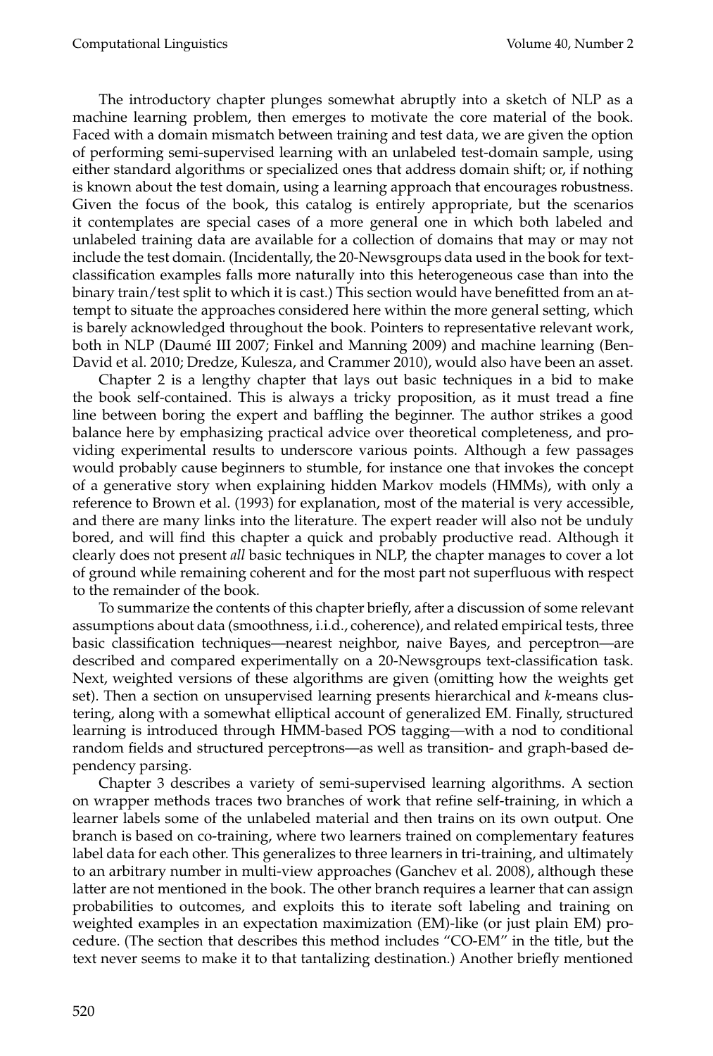The introductory chapter plunges somewhat abruptly into a sketch of NLP as a machine learning problem, then emerges to motivate the core material of the book. Faced with a domain mismatch between training and test data, we are given the option of performing semi-supervised learning with an unlabeled test-domain sample, using either standard algorithms or specialized ones that address domain shift; or, if nothing is known about the test domain, using a learning approach that encourages robustness. Given the focus of the book, this catalog is entirely appropriate, but the scenarios it contemplates are special cases of a more general one in which both labeled and unlabeled training data are available for a collection of domains that may or may not include the test domain. (Incidentally, the 20-Newsgroups data used in the book for text-classification examples falls more naturally into this heterogeneous case than into the binary train/test split to which it is cast.) This section would have benefitted from an attempt to situate the approaches considered here within the more general setting, which is barely acknowledged throughout the book. Pointers to representative relevant work, both in NLP (Daumé III 2007; Finkel and Manning 2009) and machine learning (Ben-David et al. 2010; Dredze, Kulesza, and Crammer 2010), would also have been an asset.

Chapter 2 is a lengthy chapter that lays out basic techniques in a bid to make the book self-contained. This is always a tricky proposition, as it must tread a fine line between boring the expert and baffling the beginner. The author strikes a good balance here by emphasizing practical advice over theoretical completeness, and providing experimental results to underscore various points. Although a few passages would probably cause beginners to stumble, for instance one that invokes the concept of a generative story when explaining hidden Markov models (HMMs), with only a reference to Brown et al. (1993) for explanation, most of the material is very accessible, and there are many links into the literature. The expert reader will also not be unduly bored, and will find this chapter a quick and probably productive read. Although it clearly does not present *all* basic techniques in NLP, the chapter manages to cover a lot of ground while remaining coherent and for the most part not superfluous with respect to the remainder of the book.

To summarize the contents of this chapter briefly, after a discussion of some relevant assumptions about data (smoothness, i.i.d., coherence), and related empirical tests, three basic classification techniques—nearest neighbor, naive Bayes, and perceptron—are described and compared experimentally on a 20-Newsgroups text-classification task. Next, weighted versions of these algorithms are given (omitting how the weights get set). Then a section on unsupervised learning presents hierarchical and *k*-means clustering, along with a somewhat elliptical account of generalized EM. Finally, structured learning is introduced through HMM-based POS tagging—with a nod to conditional random fields and structured perceptrons—as well as transition- and graph-based dependency parsing.

Chapter 3 describes a variety of semi-supervised learning algorithms. A section on wrapper methods traces two branches of work that refine self-training, in which a learner labels some of the unlabeled material and then trains on its own output. One branch is based on co-training, where two learners trained on complementary features label data for each other. This generalizes to three learners in tri-training, and ultimately to an arbitrary number in multi-view approaches (Ganchev et al. 2008), although these latter are not mentioned in the book. The other branch requires a learner that can assign probabilities to outcomes, and exploits this to iterate soft labeling and training on weighted examples in an expectation maximization (EM)-like (or just plain EM) procedure. (The section that describes this method includes "CO-EM" in the title, but the text never seems to make it to that tantalizing destination.) Another briefly mentioned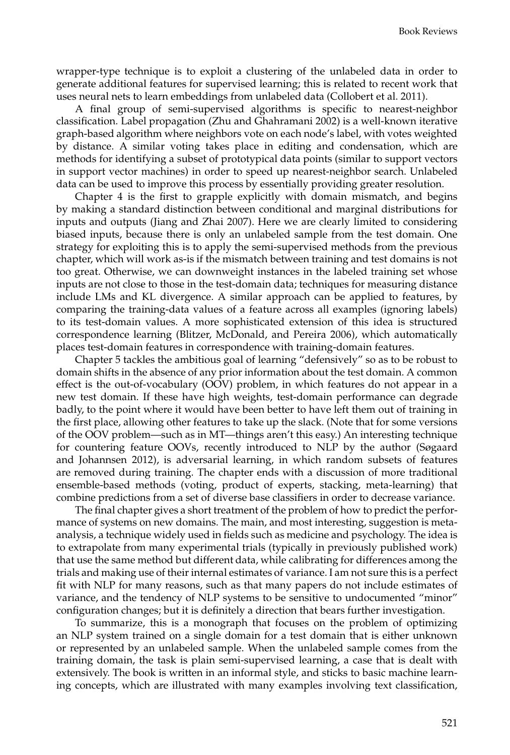wrapper-type technique is to exploit a clustering of the unlabeled data in order to generate additional features for supervised learning; this is related to recent work that uses neural nets to learn embeddings from unlabeled data (Collobert et al. 2011).

A final group of semi-supervised algorithms is specific to nearest-neighbor classification. Label propagation (Zhu and Ghahramani 2002) is a well-known iterative graph-based algorithm where neighbors vote on each node's label, with votes weighted by distance. A similar voting takes place in editing and condensation, which are methods for identifying a subset of prototypical data points (similar to support vectors in support vector machines) in order to speed up nearest-neighbor search. Unlabeled data can be used to improve this process by essentially providing greater resolution.

Chapter 4 is the first to grapple explicitly with domain mismatch, and begins by making a standard distinction between conditional and marginal distributions for inputs and outputs (Jiang and Zhai 2007). Here we are clearly limited to considering biased inputs, because there is only an unlabeled sample from the test domain. One strategy for exploiting this is to apply the semi-supervised methods from the previous chapter, which will work as-is if the mismatch between training and test domains is not too great. Otherwise, we can downweight instances in the labeled training set whose inputs are not close to those in the test-domain data; techniques for measuring distance include LMs and KL divergence. A similar approach can be applied to features, by comparing the training-data values of a feature across all examples (ignoring labels) to its test-domain values. A more sophisticated extension of this idea is structured correspondence learning (Blitzer, McDonald, and Pereira 2006), which automatically places test-domain features in correspondence with training-domain features.

Chapter 5 tackles the ambitious goal of learning "defensively" so as to be robust to domain shifts in the absence of any prior information about the test domain. A common effect is the out-of-vocabulary (OOV) problem, in which features do not appear in a new test domain. If these have high weights, test-domain performance can degrade badly, to the point where it would have been better to have left them out of training in the first place, allowing other features to take up the slack. (Note that for some versions of the OOV problem—such as in MT—things aren't this easy.) An interesting technique for countering feature OOVs, recently introduced to NLP by the author (Søgaard and Johannsen 2012), is adversarial learning, in which random subsets of features are removed during training. The chapter ends with a discussion of more traditional ensemble-based methods (voting, product of experts, stacking, meta-learning) that combine predictions from a set of diverse base classifiers in order to decrease variance.

The final chapter gives a short treatment of the problem of how to predict the performance of systems on new domains. The main, and most interesting, suggestion is meta-analysis, a technique widely used in fields such as medicine and psychology. The idea is to extrapolate from many experimental trials (typically in previously published work) that use the same method but different data, while calibrating for differences among the trials and making use of their internal estimates of variance. I am not sure this is a perfect fit with NLP for many reasons, such as that many papers do not include estimates of variance, and the tendency of NLP systems to be sensitive to undocumented "minor" configuration changes; but it is definitely a direction that bears further investigation.

To summarize, this is a monograph that focuses on the problem of optimizing an NLP system trained on a single domain for a test domain that is either unknown or represented by an unlabeled sample. When the unlabeled sample comes from the training domain, the task is plain semi-supervised learning, a case that is dealt with extensively. The book is written in an informal style, and sticks to basic machine learning concepts, which are illustrated with many examples involving text classification,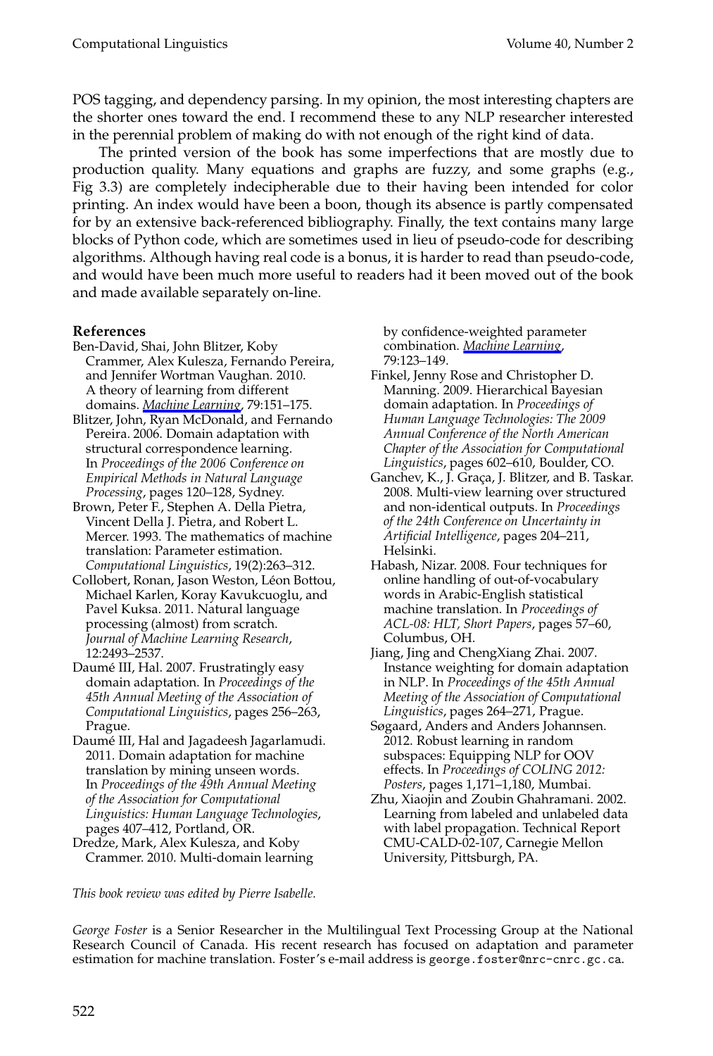POS tagging, and dependency parsing. In my opinion, the most interesting chapters are the shorter ones toward the end. I recommend these to any NLP researcher interested in the perennial problem of making do with not enough of the right kind of data.

The printed version of the book has some imperfections that are mostly due to production quality. Many equations and graphs are fuzzy, and some graphs (e.g., Fig 3.3) are completely indecipherable due to their having been intended for color printing. An index would have been a boon, though its absence is partly compensated for by an extensive back-referenced bibliography. Finally, the text contains many large blocks of Python code, which are sometimes used in lieu of pseudo-code for describing algorithms. Although having real code is a bonus, it is harder to read than pseudo-code, and would have been much more useful to readers had it been moved out of the book and made available separately on-line.

## References

Ben-David, Shai, John Blitzer, Koby Crammer, Alex Kulesza, Fernando Pereira, and Jennifer Wortman Vaughan. 2010. A theory of learning from different domains. *Machine Learning*, 79:151–175.

Blitzer, John, Ryan McDonald, and Fernando Pereira. 2006. Domain adaptation with structural correspondence learning. In *Proceedings of the 2006 Conference on Empirical Methods in Natural Language Processing*, pages 120–128, Sydney.

Brown, Peter F., Stephen A. Della Pietra, Vincent Della J. Pietra, and Robert L. Mercer. 1993. The mathematics of machine translation: Parameter estimation. *Computational Linguistics*, 19(2):263–312.

Collobert, Ronan, Jason Weston, Léon Bottou, Michael Karlen, Koray Kavukcuoglu, and Pavel Kuksa. 2011. Natural language processing (almost) from scratch. *Journal of Machine Learning Research*, 12:2493–2537.

Daumé III, Hal. 2007. Frustratingly easy domain adaptation. In *Proceedings of the 45th Annual Meeting of the Association of Computational Linguistics*, pages 256–263, Prague.

Daumé III, Hal and Jagadeesh Jagarlamudi. 2011. Domain adaptation for machine translation by mining unseen words. In *Proceedings of the 49th Annual Meeting of the Association for Computational Linguistics: Human Language Technologies*, pages 407–412, Portland, OR.

Dredze, Mark, Alex Kulesza, and Koby Crammer. 2010. Multi-domain learning by confidence-weighted parameter combination. *Machine Learning*, 79:123–149.

Finkel, Jenny Rose and Christopher D. Manning. 2009. Hierarchical Bayesian domain adaptation. In *Proceedings of Human Language Technologies: The 2009 Annual Conference of the North American Chapter of the Association for Computational Linguistics*, pages 602–610, Boulder, CO.

Ganchev, K., J. Graça, J. Blitzer, and B. Taskar. 2008. Multi-view learning over structured and non-identical outputs. In *Proceedings of the 24th Conference on Uncertainty in Artificial Intelligence*, pages 204–211, Helsinki.

Habash, Nizar. 2008. Four techniques for online handling of out-of-vocabulary words in Arabic-English statistical machine translation. In *Proceedings of ACL-08: HLT, Short Papers*, pages 57–60, Columbus, OH.

Jiang, Jing and ChengXiang Zhai. 2007. Instance weighting for domain adaptation in NLP. In *Proceedings of the 45th Annual Meeting of the Association of Computational Linguistics*, pages 264–271, Prague.

Søgaard, Anders and Anders Johannsen. 2012. Robust learning in random subspaces: Equipping NLP for OOV effects. In *Proceedings of COLING 2012: Posters*, pages 1,171–1,180, Mumbai.

Zhu, Xiaojin and Zoubin Ghahramani. 2002. Learning from labeled and unlabeled data with label propagation. Technical Report CMU-CALD-02-107, Carnegie Mellon University, Pittsburgh, PA.

*This book review was edited by Pierre Isabelle.*

*George Foster* is a Senior Researcher in the Multilingual Text Processing Group at the National Research Council of Canada. His recent research has focused on adaptation and parameter estimation for machine translation. Foster's e-mail address is george.foster@nrc-cnrc.gc.ca.